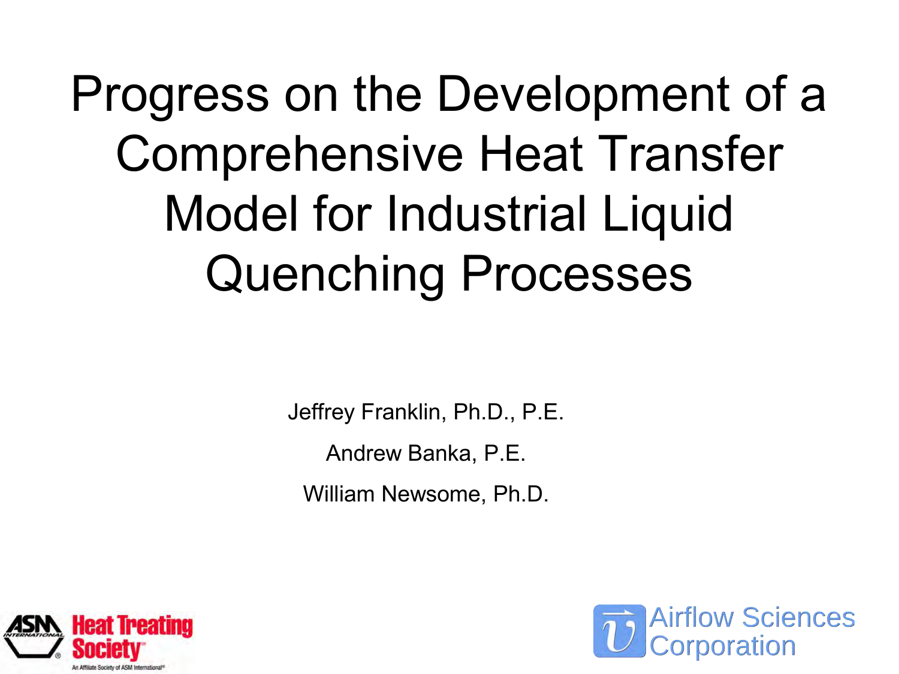# Progress on the Development of a Comprehensive Heat Transfer Model for Industrial Liquid Quenching Processes

Jeffrey Franklin, Ph.D., P.E.

Andrew Banka, P.E.

William Newsome, Ph.D.

ASM International Heat Treating Society
An Affiliate Society of ASM International®

Airflow Sciences Corporation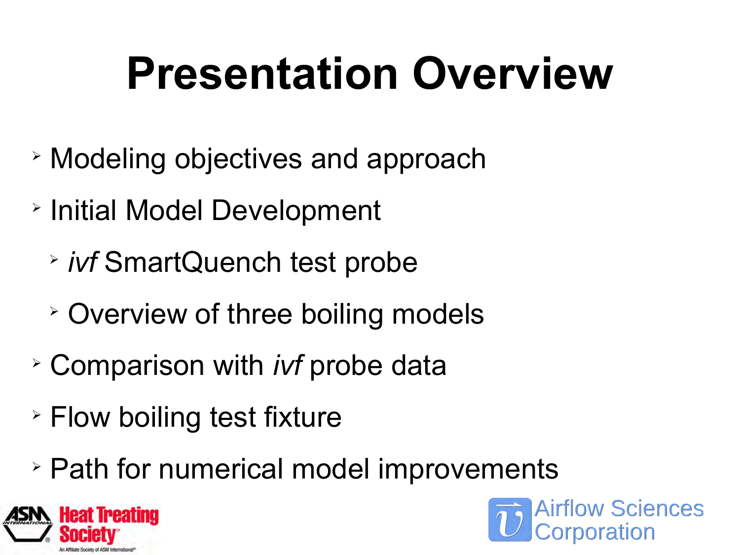# Presentation Overview

- Modeling objectives and approach
- Initial Model Development
  - *ivf* SmartQuench test probe
  - Overview of three boiling models
- Comparison with *ivf* probe data
- Flow boiling test fixture
- Path for numerical model improvements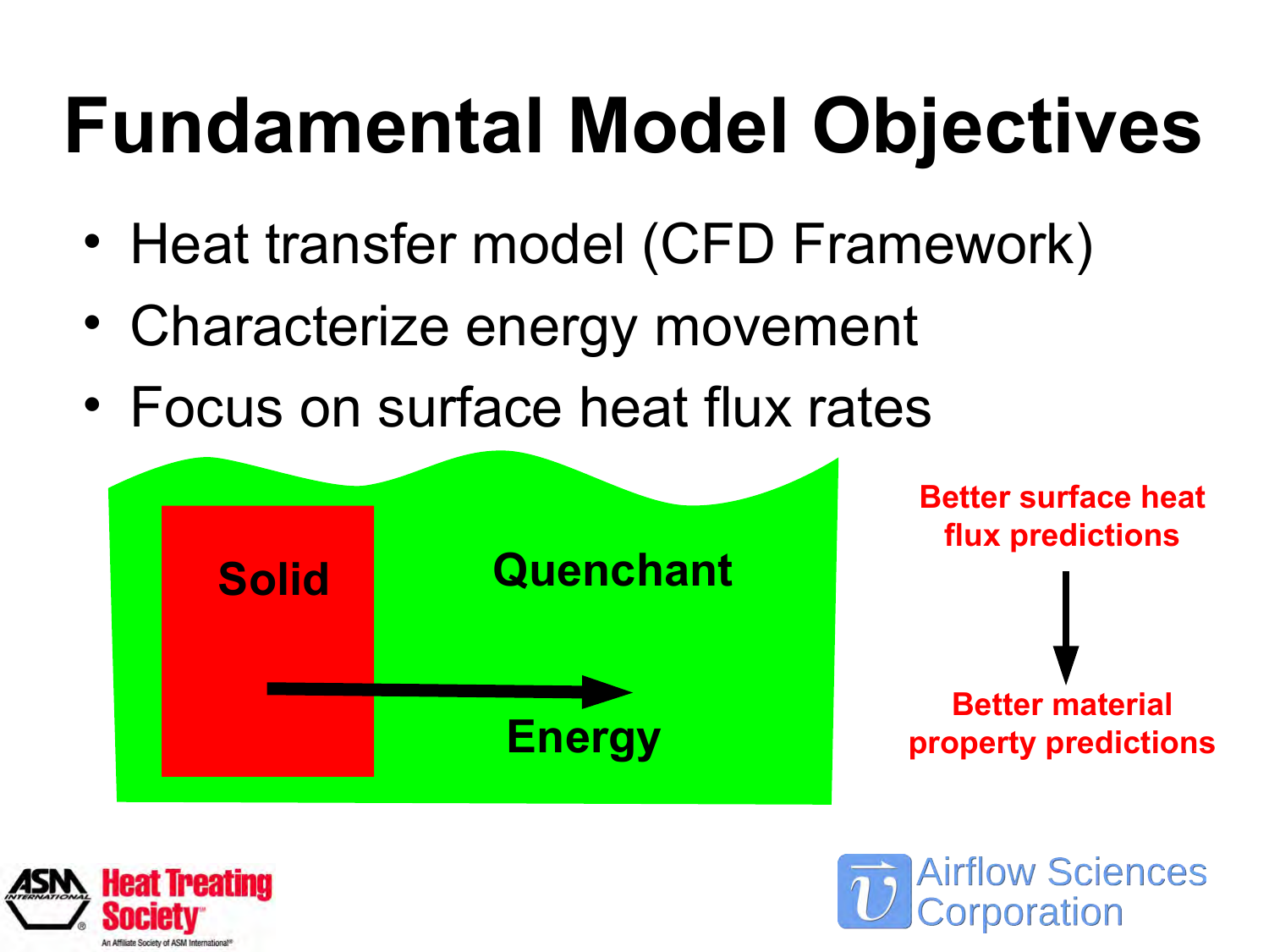# Fundamental Model Objectives

- Heat transfer model (CFD Framework)
- Characterize energy movement
- Focus on surface heat flux rates

Solid

Quenchant

Energy

**Better surface heat flux predictions**

↓

**Better material property predictions**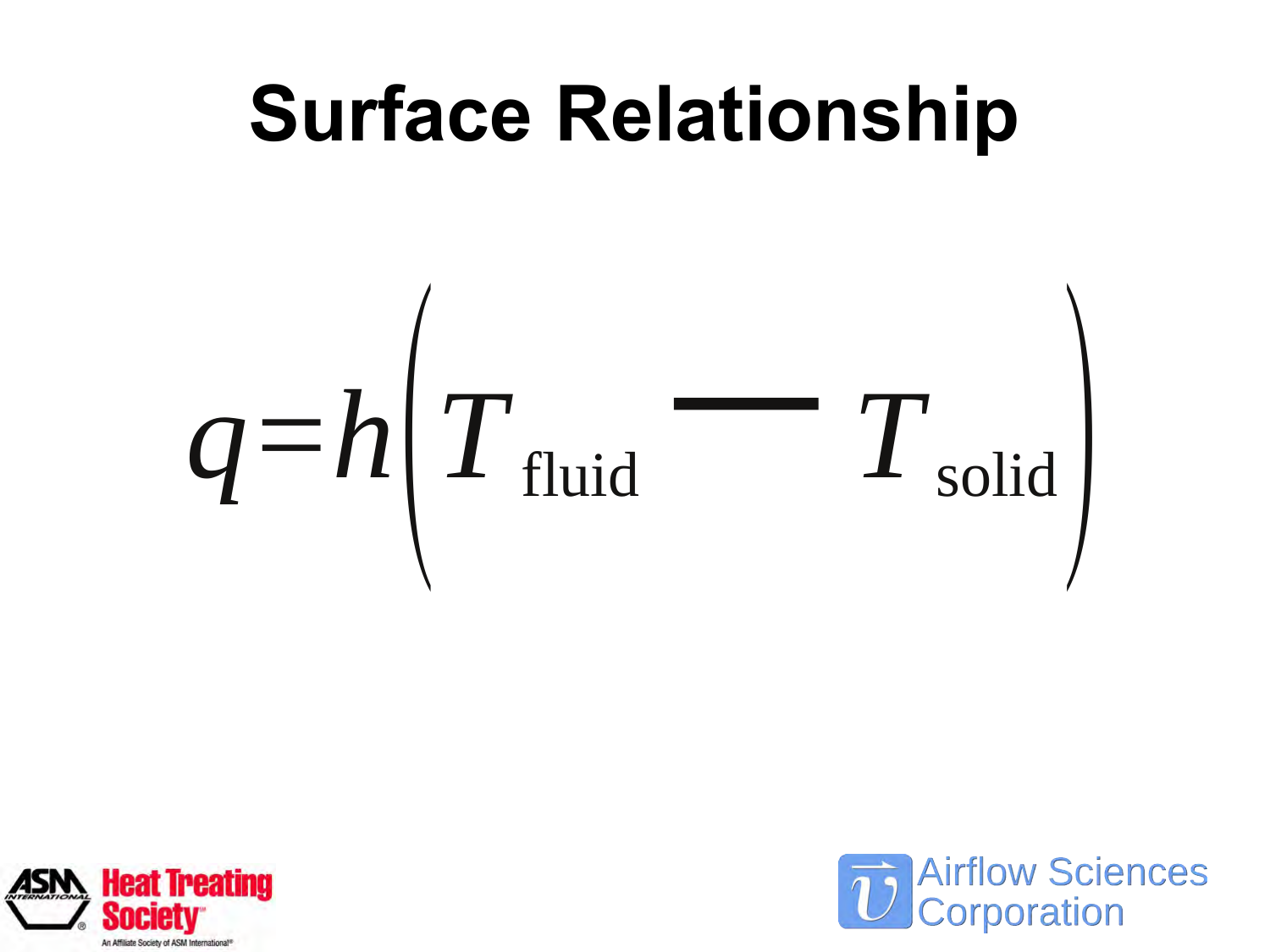# Surface Relationship

$$q = h\left(T_{\text{fluid}} - T_{\text{solid}}\right)$$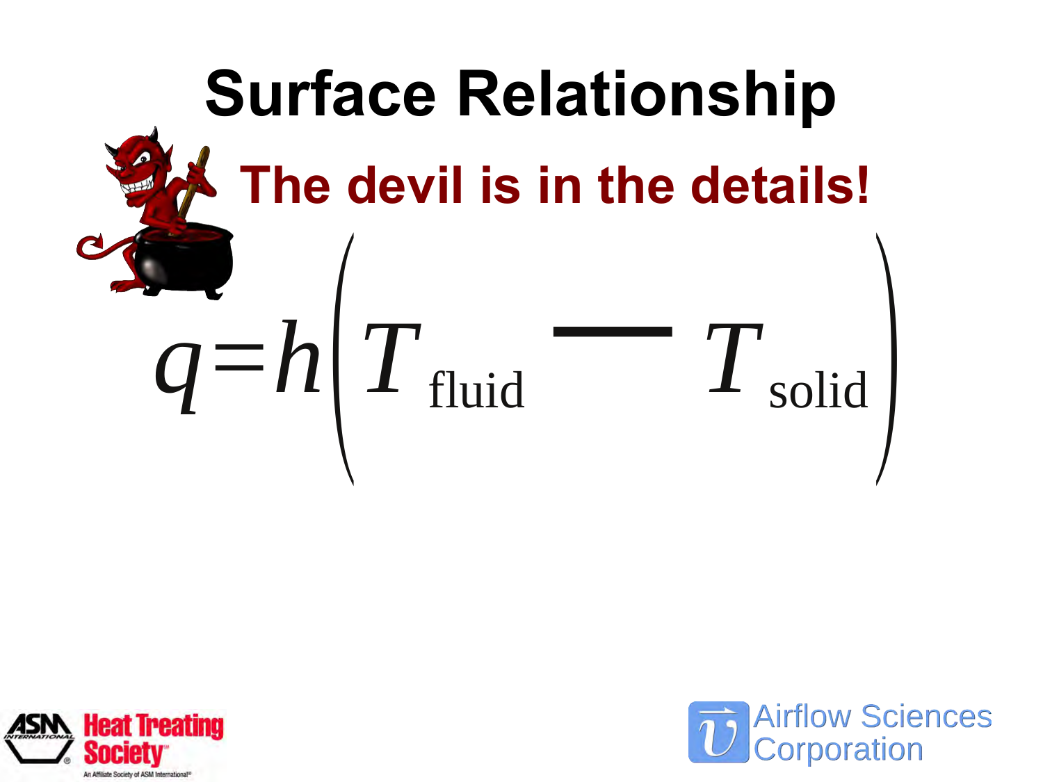# Surface Relationship

**The devil is in the details!**

$$q = h\left(T_{\text{fluid}} - T_{\text{solid}}\right)$$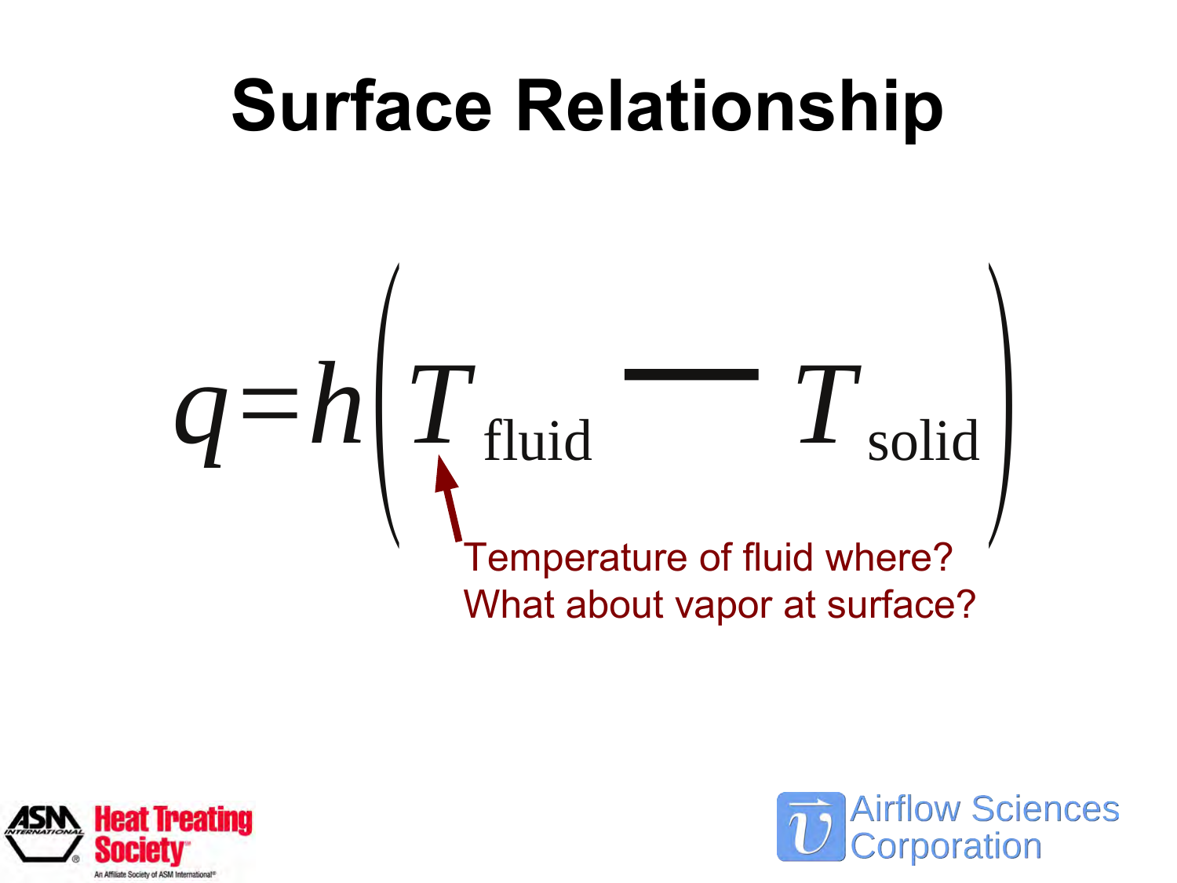# Surface Relationship

$$q = h\left(T_{\text{fluid}} - T_{\text{solid}}\right)$$

Temperature of fluid where?
What about vapor at surface?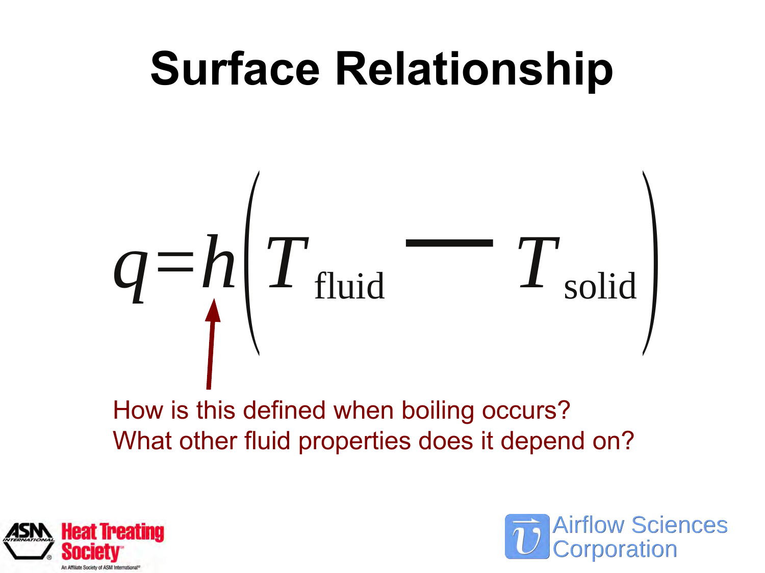# Surface Relationship

$$q = h\left(T_{\text{fluid}} - T_{\text{solid}}\right)$$

How is this defined when boiling occurs?
What other fluid properties does it depend on?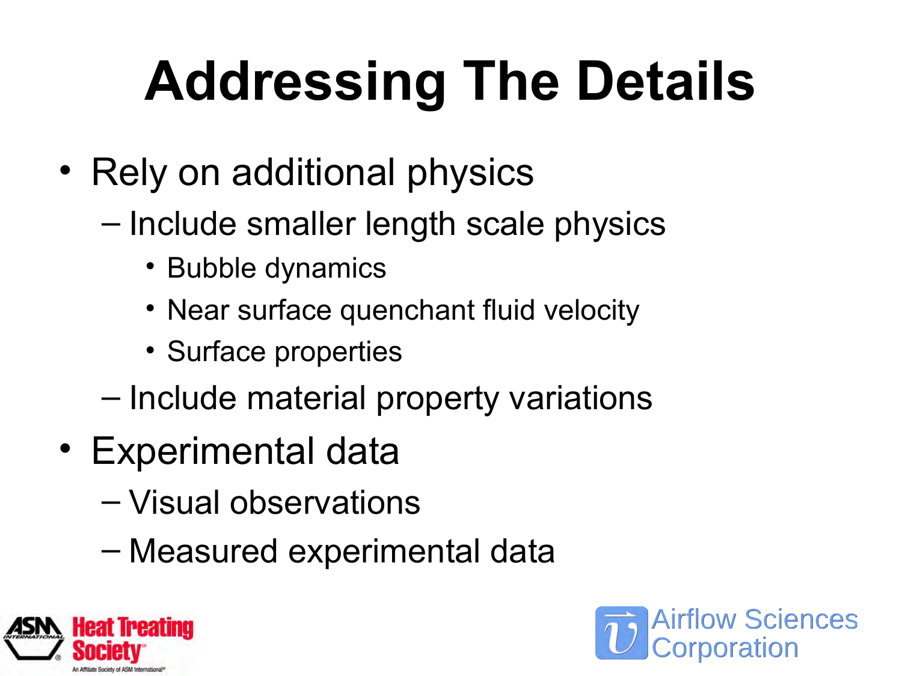# Addressing The Details

- Rely on additional physics
  - Include smaller length scale physics
    - Bubble dynamics
    - Near surface quenchant fluid velocity
    - Surface properties
  - Include material property variations
- Experimental data
  - Visual observations
  - Measured experimental data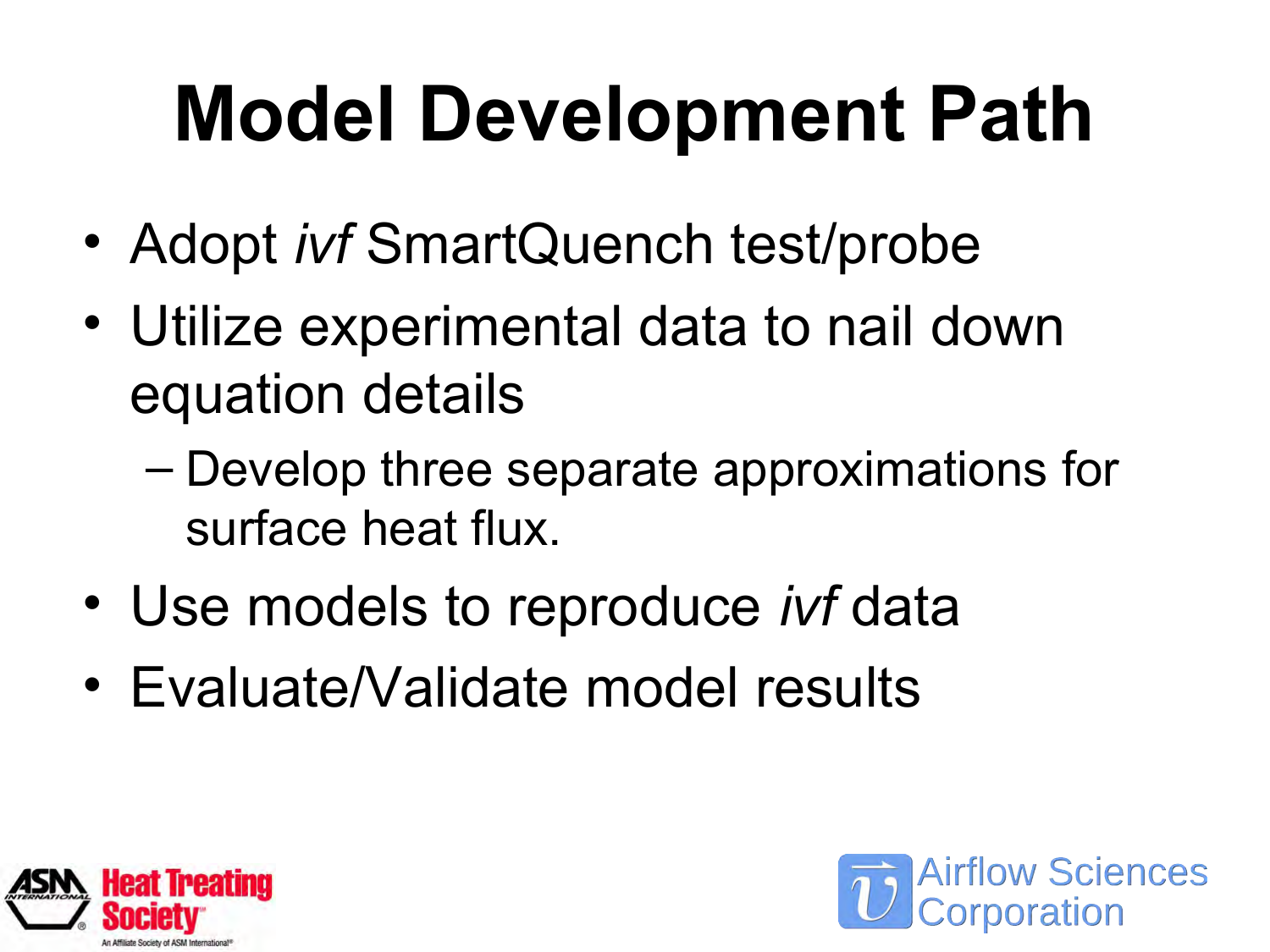# Model Development Path

- Adopt *ivf* SmartQuench test/probe
- Utilize experimental data to nail down equation details
  - Develop three separate approximations for surface heat flux.
- Use models to reproduce *ivf* data
- Evaluate/Validate model results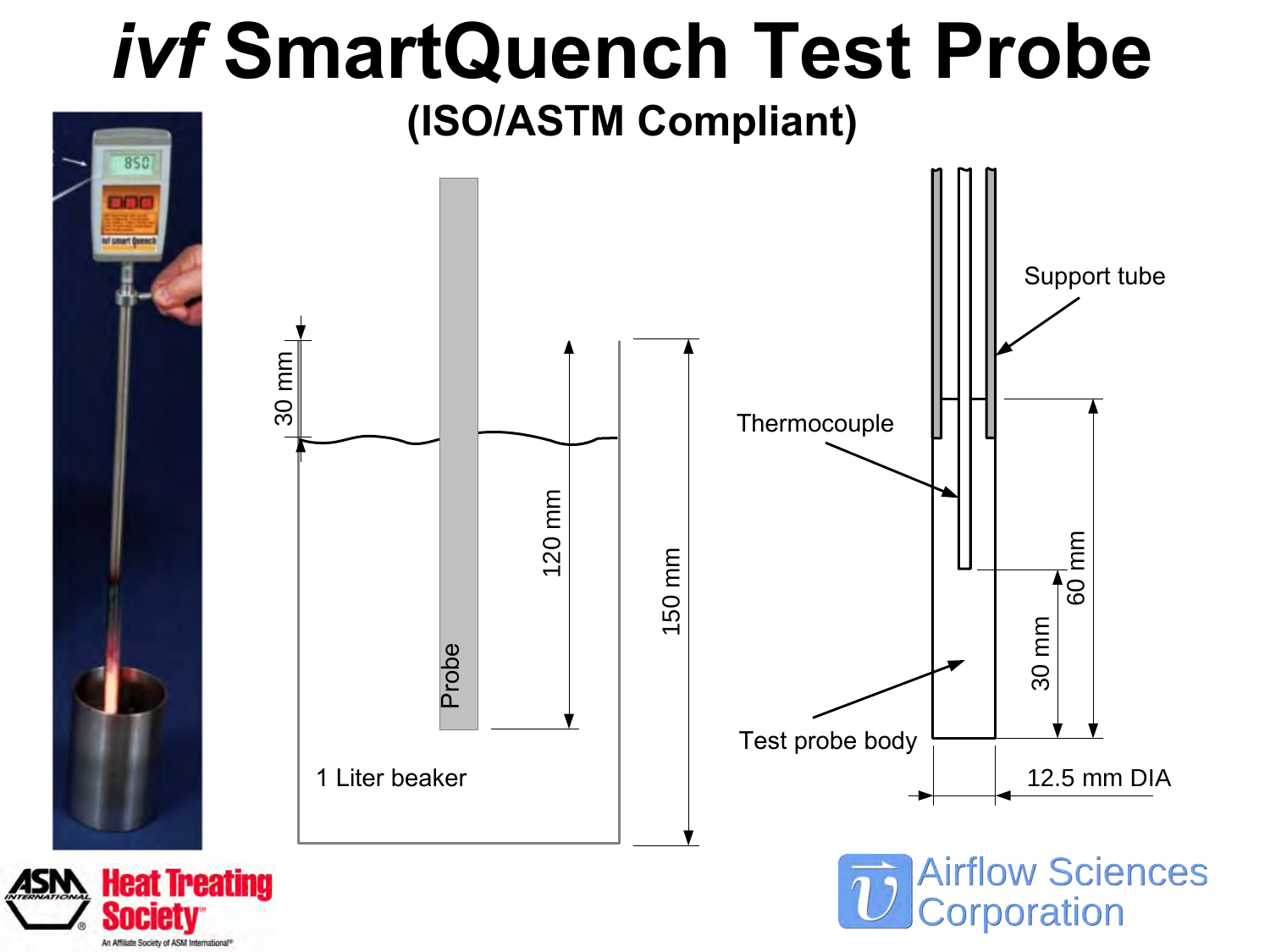# *ivf* SmartQuench Test Probe

## (ISO/ASTM Compliant)

30 mm

120 mm

150 mm

Probe

1 Liter beaker

Support tube

Thermocouple

60 mm

30 mm

Test probe body

12.5 mm DIA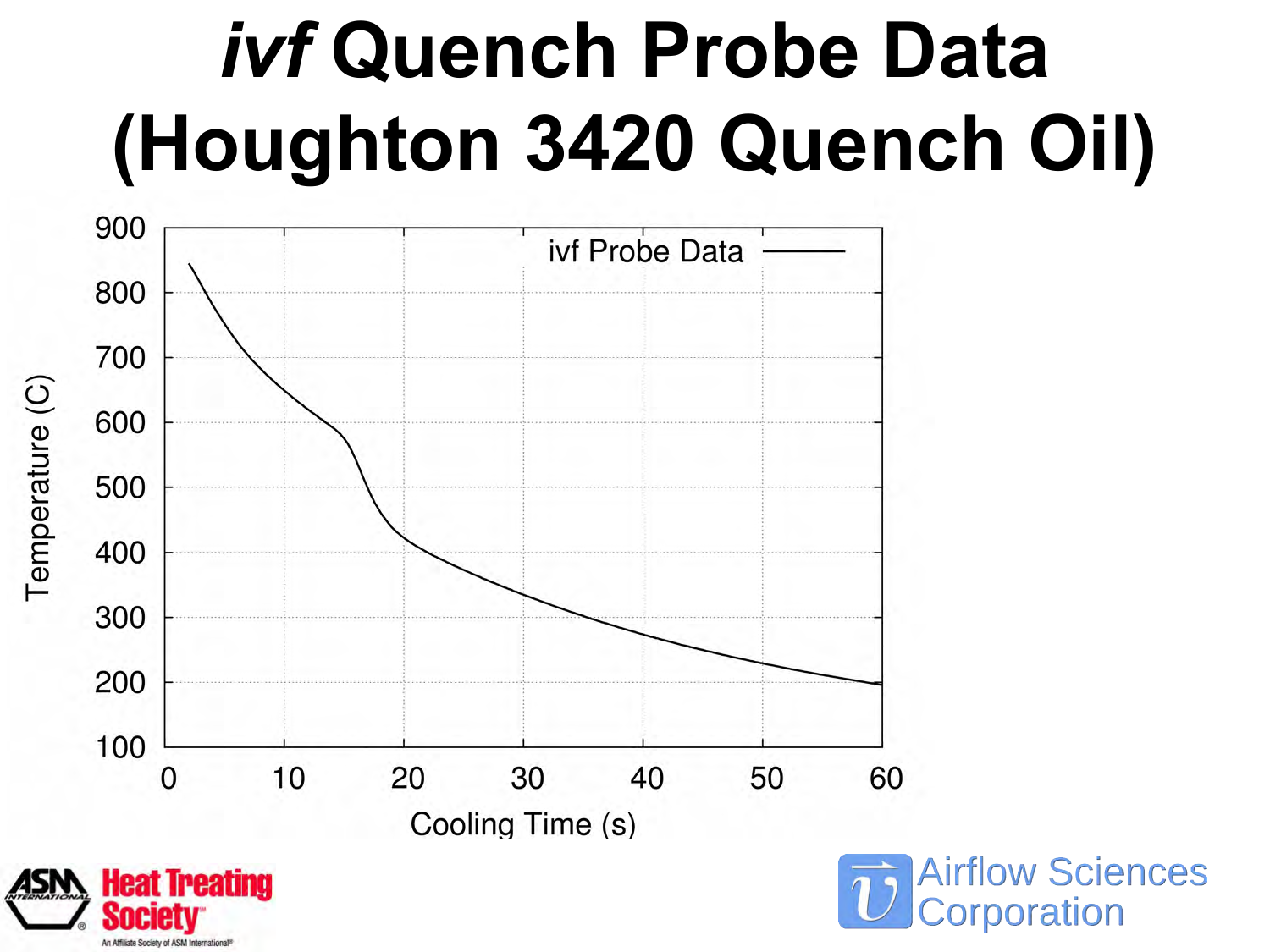# *ivf* Quench Probe Data (Houghton 3420 Quench Oil)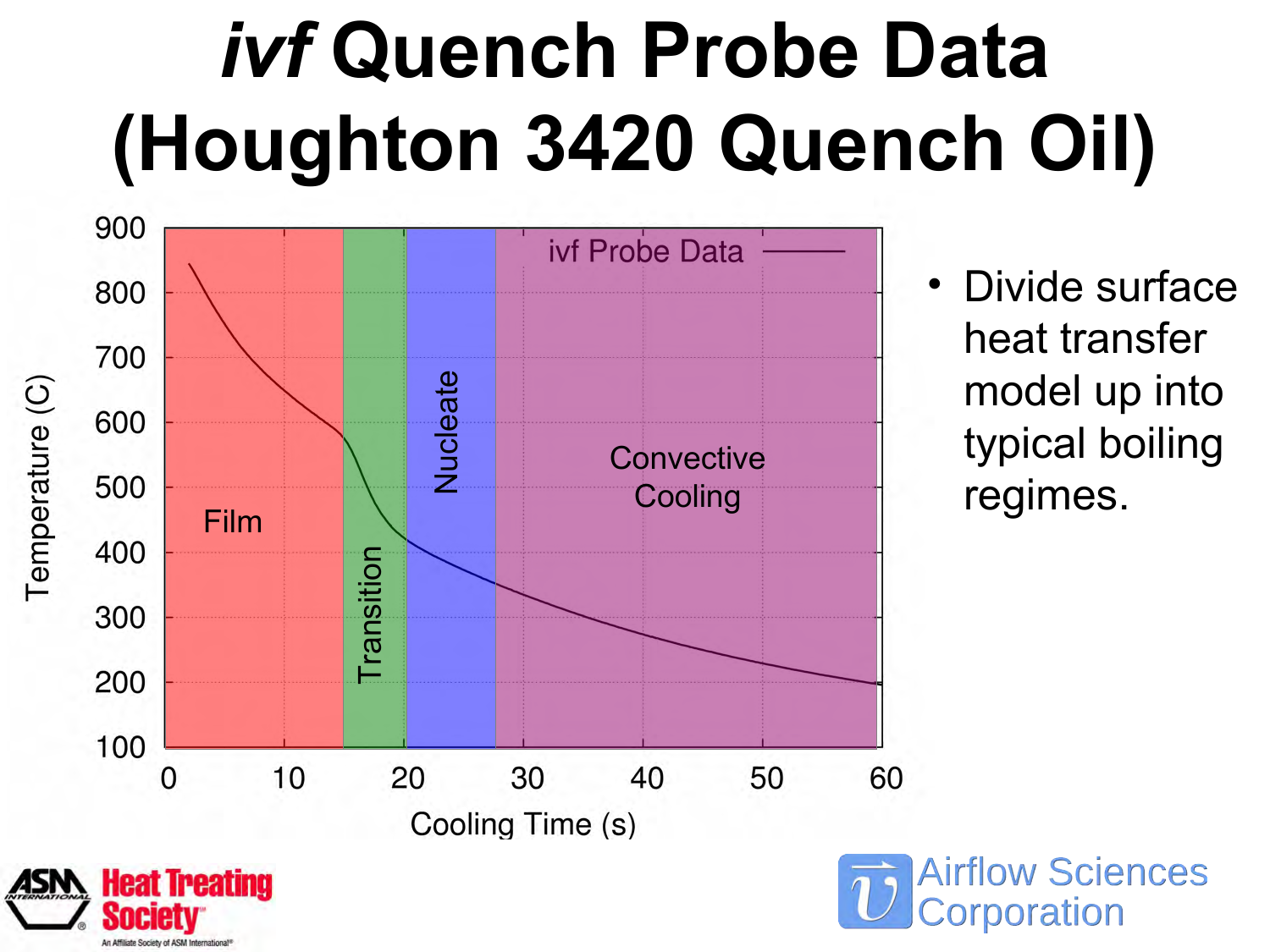# *ivf* Quench Probe Data (Houghton 3420 Quench Oil)

- Divide surface heat transfer model up into typical boiling regimes.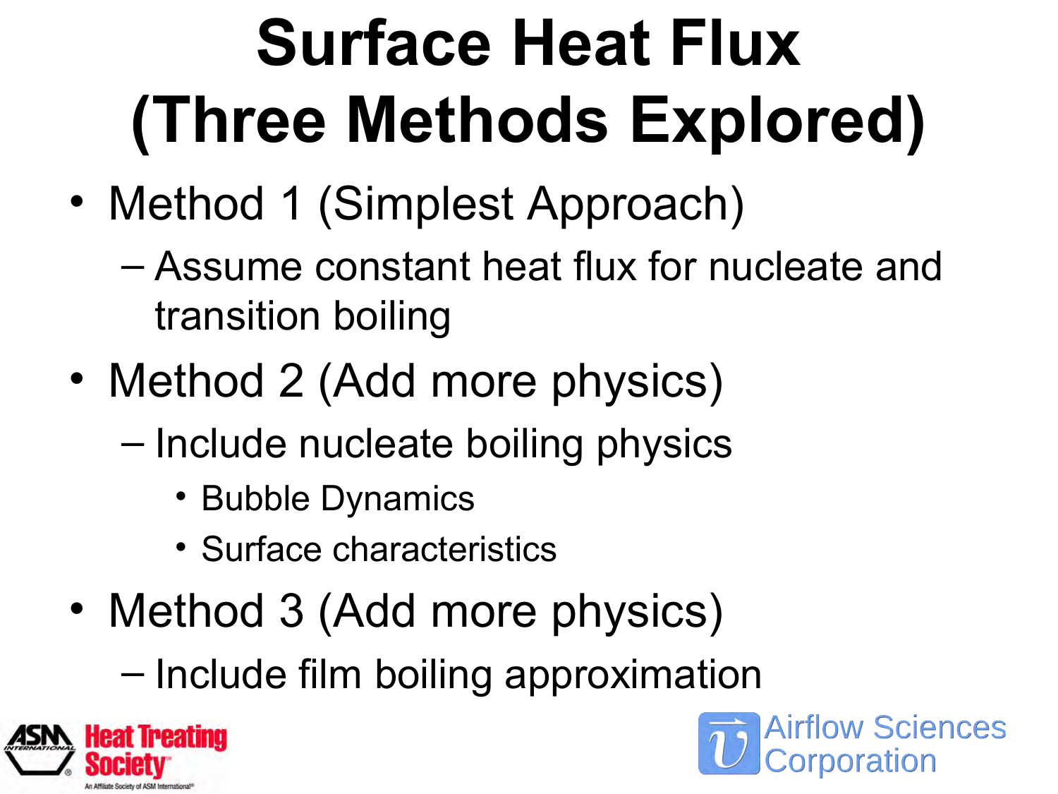# Surface Heat Flux (Three Methods Explored)

- Method 1 (Simplest Approach)
  - Assume constant heat flux for nucleate and transition boiling
- Method 2 (Add more physics)
  - Include nucleate boiling physics
    - Bubble Dynamics
    - Surface characteristics
- Method 3 (Add more physics)
  - Include film boiling approximation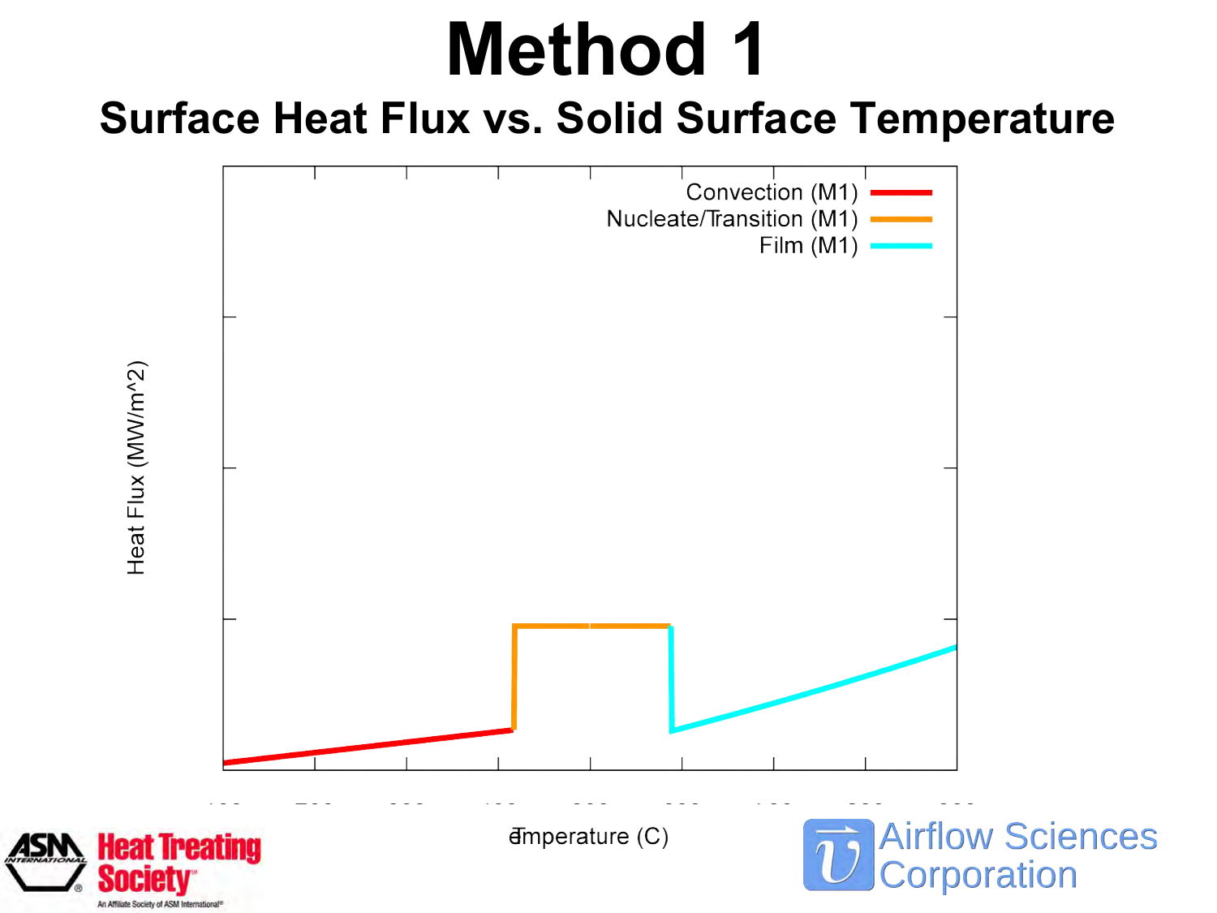# Method 1

## Surface Heat Flux vs. Solid Surface Temperature

Convection (M1)
Nucleate/Transition (M1)
Film (M1)

Heat Flux (MW/m^2)

Temperature (C)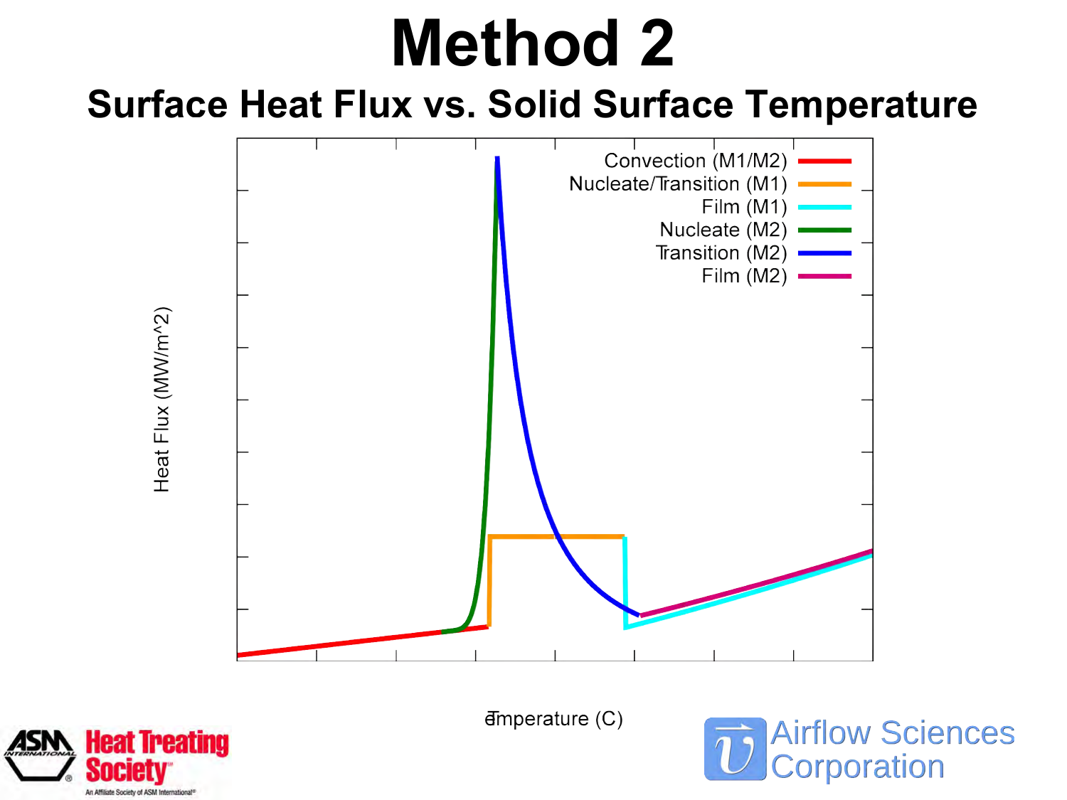# Method 2

## Surface Heat Flux vs. Solid Surface Temperature

Heat Flux (MW/m^2)

Convection (M1/M2)
Nucleate/Transition (M1)
Film (M1)
Nucleate (M2)
Transition (M2)
Film (M2)

Temperature (C)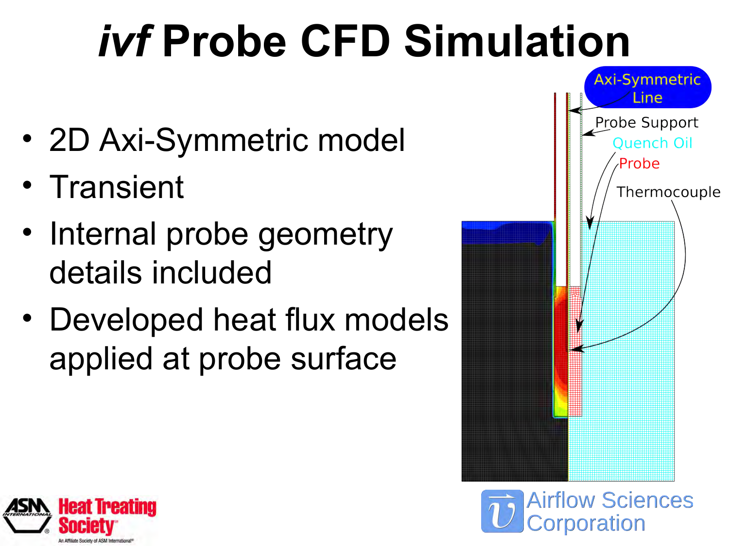# *ivf* Probe CFD Simulation

- 2D Axi-Symmetric model
- Transient
- Internal probe geometry details included
- Developed heat flux models applied at probe surface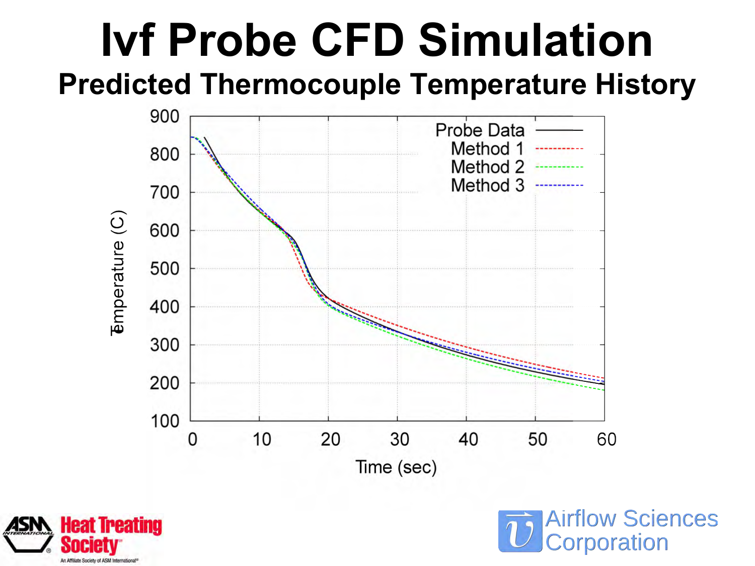# Ivf Probe CFD Simulation

## Predicted Thermocouple Temperature History

Temperature (C)

900
800
700
600
500
400
300
200
100

0 10 20 30 40 50 60

Time (sec)

Probe Data
Method 1
Method 2
Method 3

ASM International Heat Treating Society
An Affiliate Society of ASM International

Airflow Sciences Corporation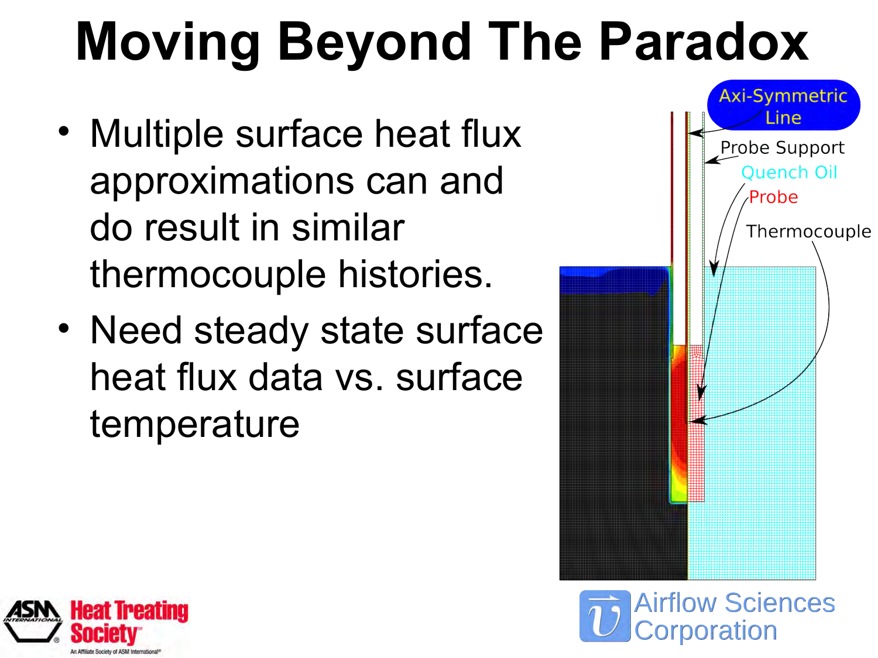# Moving Beyond The Paradox

- Multiple surface heat flux approximations can and do result in similar thermocouple histories.
- Need steady state surface heat flux data vs. surface temperature

Axi-Symmetric Line

Probe Support

Quench Oil

Probe

Thermocouple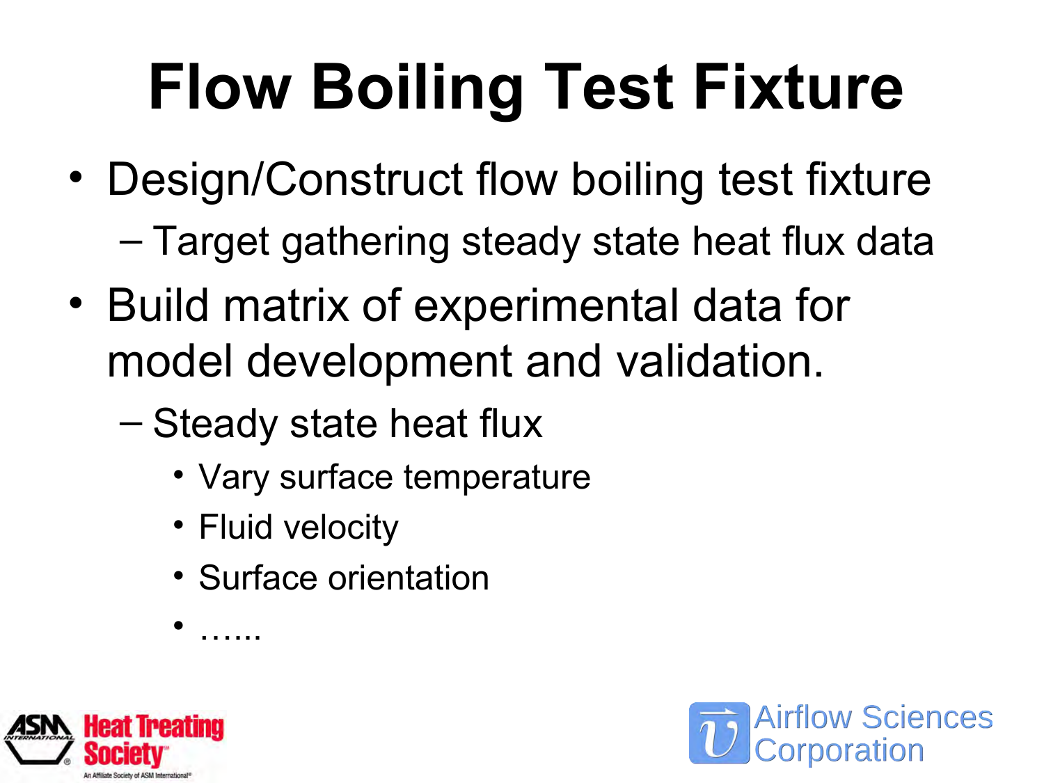# Flow Boiling Test Fixture

- Design/Construct flow boiling test fixture
  - Target gathering steady state heat flux data
- Build matrix of experimental data for model development and validation.
  - Steady state heat flux
    - Vary surface temperature
    - Fluid velocity
    - Surface orientation
    - ……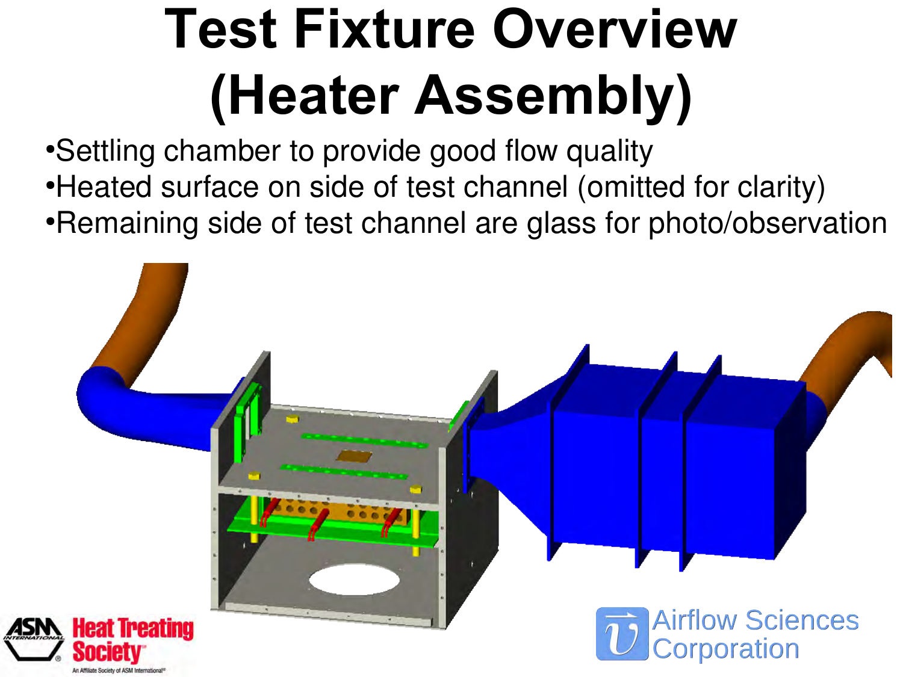# Test Fixture Overview (Heater Assembly)

- Settling chamber to provide good flow quality
- Heated surface on side of test channel (omitted for clarity)
- Remaining side of test channel are glass for photo/observation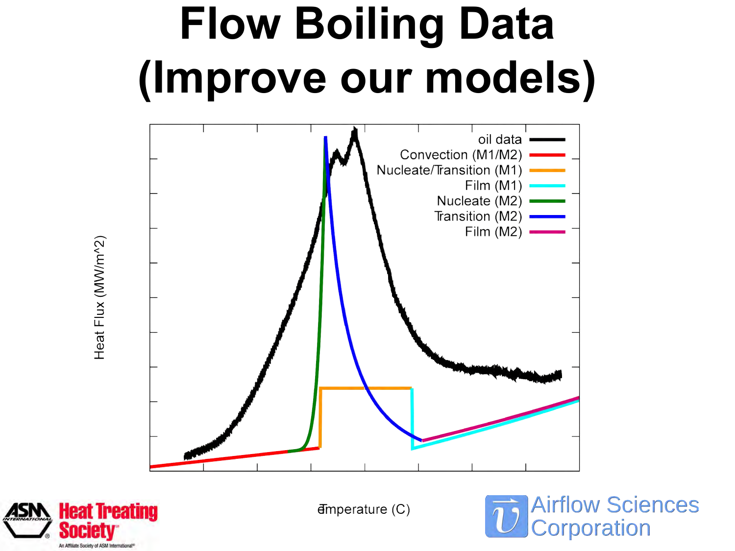# Flow Boiling Data (Improve our models)

Heat Flux (MW/m^2)

oil data
Convection (M1/M2)
Nucleate/Transition (M1)
Film (M1)
Nucleate (M2)
Transition (M2)
Film (M2)

Temperature (C)

ASM International Heat Treating Society — An Affiliate Society of ASM International

Airflow Sciences Corporation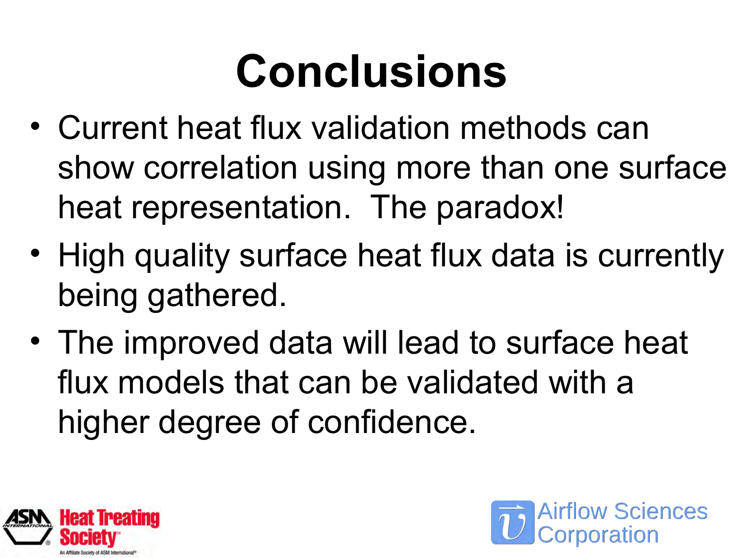# Conclusions

- Current heat flux validation methods can show correlation using more than one surface heat representation. The paradox!
- High quality surface heat flux data is currently being gathered.
- The improved data will lead to surface heat flux models that can be validated with a higher degree of confidence.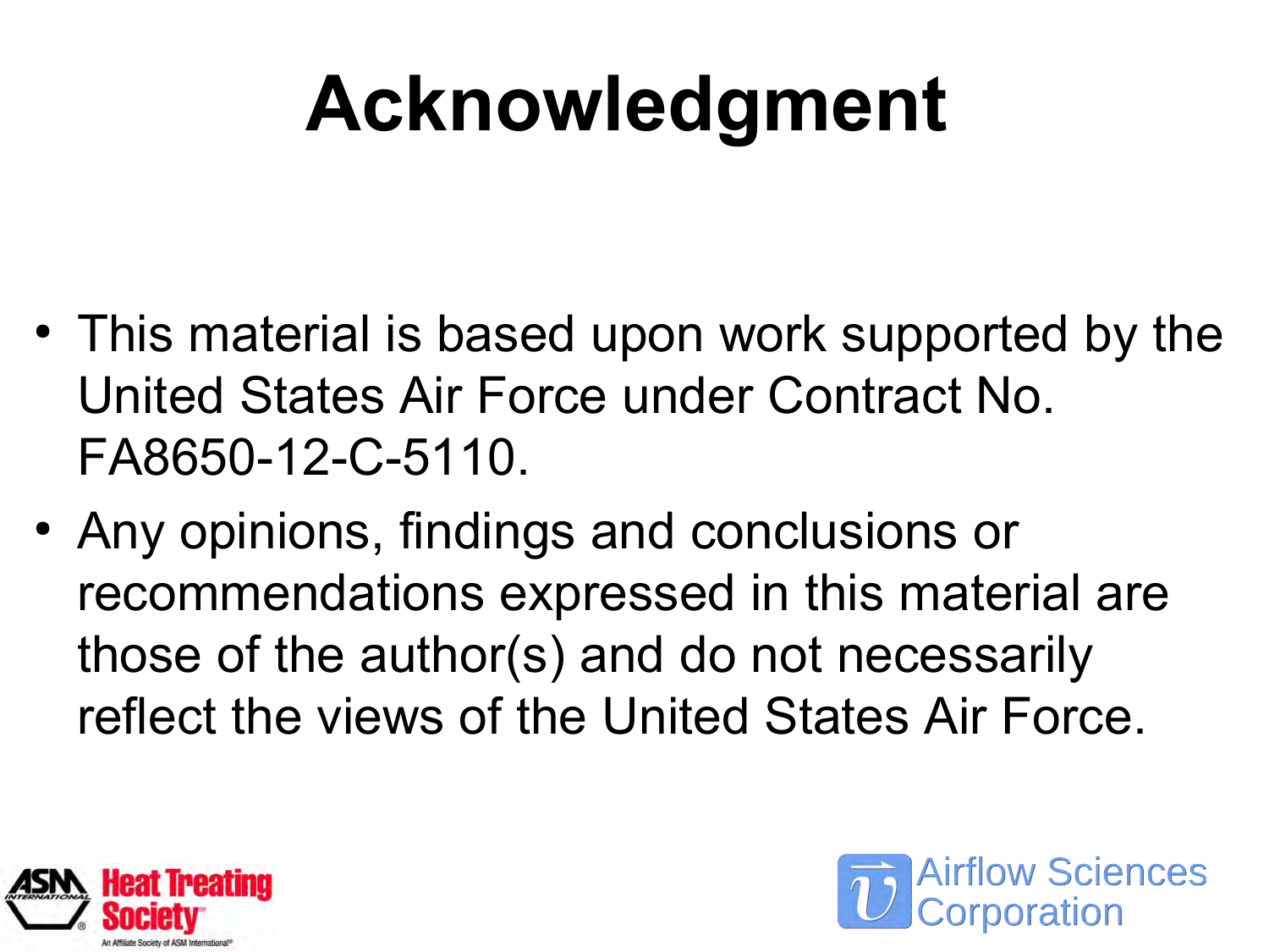# Acknowledgment

- This material is based upon work supported by the United States Air Force under Contract No. FA8650-12-C-5110.
- Any opinions, findings and conclusions or recommendations expressed in this material are those of the author(s) and do not necessarily reflect the views of the United States Air Force.

ASM International Heat Treating Society
An Affiliate Society of ASM International

Airflow Sciences Corporation